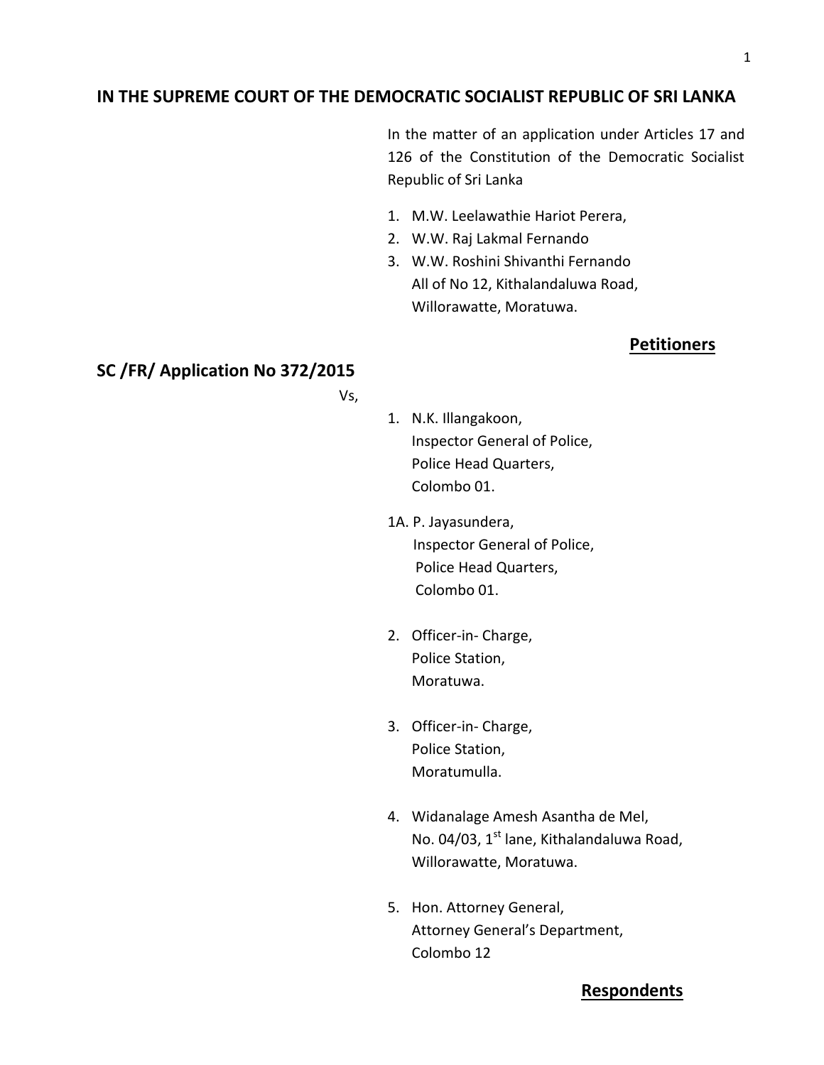## IN THE SUPREME COURT OF THE DEMOCRATIC SOCIALIST REPUBLIC OF SRI LANKA

In the matter of an application under Articles 17 and 126 of the Constitution of the Democratic Socialist Republic of Sri Lanka

1. M.W. Leelawathie Hariot Perera,
2. W.W. Raj Lakmal Fernando
3. W.W. Roshini Shivanthi Fernando
   All of No 12, Kithalandaluwa Road,
   Willorawatte, Moratuwa.

**Petitioners**

**SC /FR/ Application No 372/2015**

Vs,

1. N.K. Illangakoon,
   Inspector General of Police,
   Police Head Quarters,
   Colombo 01.

1A. P. Jayasundera,
   Inspector General of Police,
   Police Head Quarters,
   Colombo 01.

2. Officer-in- Charge,
   Police Station,
   Moratuwa.

3. Officer-in- Charge,
   Police Station,
   Moratumulla.

4. Widanalage Amesh Asantha de Mel,
   No. 04/03, 1st lane, Kithalandaluwa Road,
   Willorawatte, Moratuwa.

5. Hon. Attorney General,
   Attorney General's Department,
   Colombo 12

**Respondents**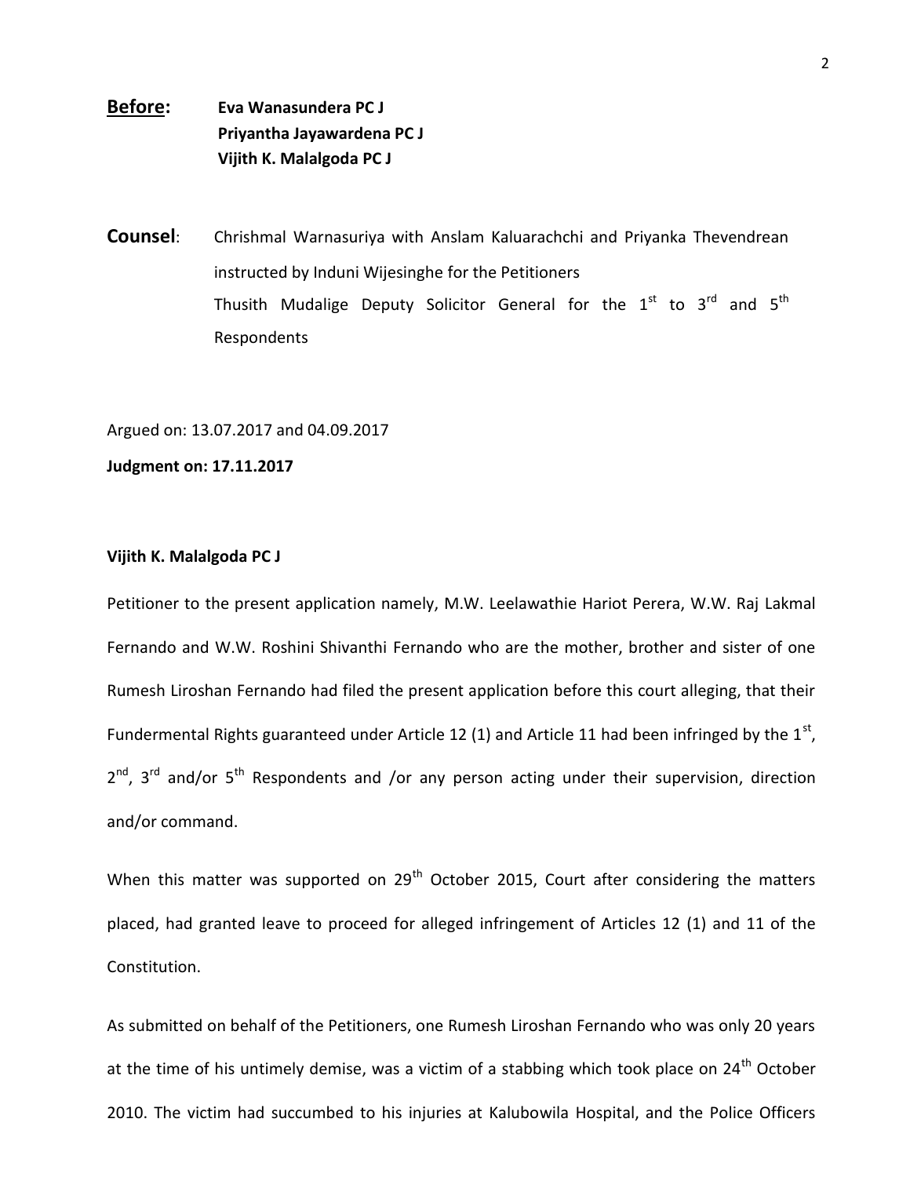**Before:** **Eva Wanasundera PC J**
**Priyantha Jayawardena PC J**
**Vijith K. Malalgoda PC J**

**Counsel**: Chrishmal Warnasuriya with Anslam Kaluarachchi and Priyanka Thevendrean instructed by Induni Wijesinghe for the Petitioners
Thusith Mudalige Deputy Solicitor General for the 1st to 3rd and 5th Respondents

Argued on: 13.07.2017 and 04.09.2017

**Judgment on: 17.11.2017**

**Vijith K. Malalgoda PC J**

Petitioner to the present application namely, M.W. Leelawathie Hariot Perera, W.W. Raj Lakmal Fernando and W.W. Roshini Shivanthi Fernando who are the mother, brother and sister of one Rumesh Liroshan Fernando had filed the present application before this court alleging, that their Fundermental Rights guaranteed under Article 12 (1) and Article 11 had been infringed by the 1st, 2nd, 3rd and/or 5th Respondents and /or any person acting under their supervision, direction and/or command.

When this matter was supported on 29th October 2015, Court after considering the matters placed, had granted leave to proceed for alleged infringement of Articles 12 (1) and 11 of the Constitution.

As submitted on behalf of the Petitioners, one Rumesh Liroshan Fernando who was only 20 years at the time of his untimely demise, was a victim of a stabbing which took place on 24th October 2010. The victim had succumbed to his injuries at Kalubowila Hospital, and the Police Officers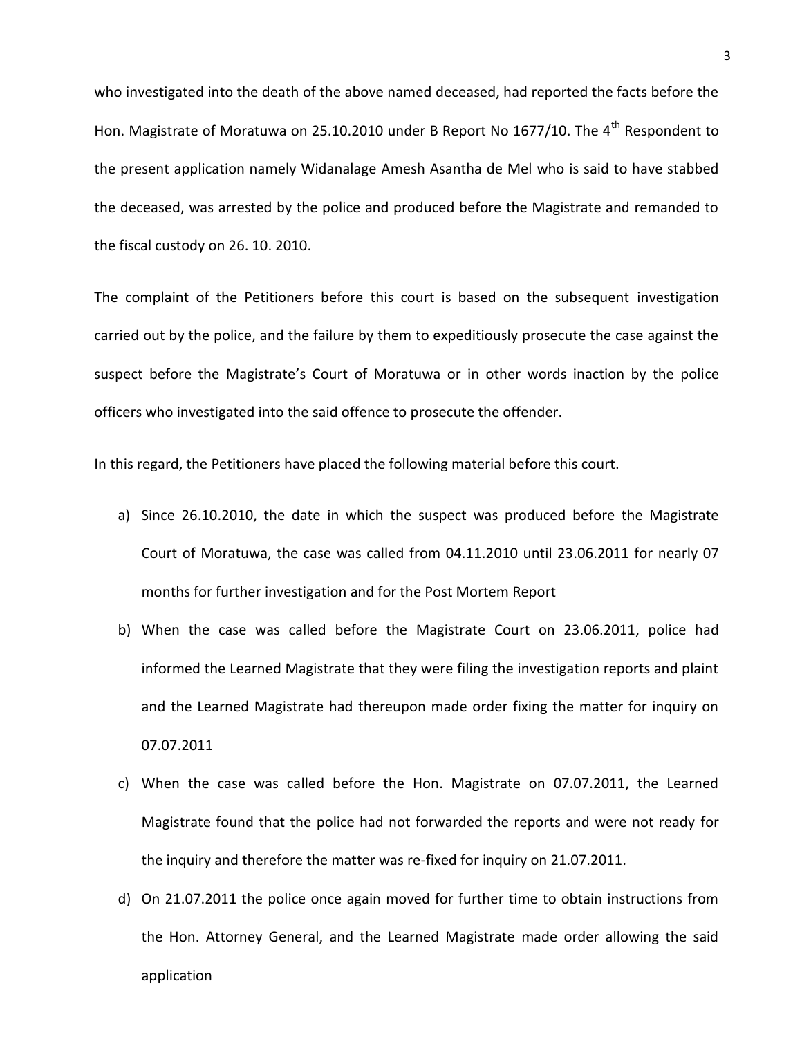who investigated into the death of the above named deceased, had reported the facts before the Hon. Magistrate of Moratuwa on 25.10.2010 under B Report No 1677/10. The 4th Respondent to the present application namely Widanalage Amesh Asantha de Mel who is said to have stabbed the deceased, was arrested by the police and produced before the Magistrate and remanded to the fiscal custody on 26. 10. 2010.

The complaint of the Petitioners before this court is based on the subsequent investigation carried out by the police, and the failure by them to expeditiously prosecute the case against the suspect before the Magistrate's Court of Moratuwa or in other words inaction by the police officers who investigated into the said offence to prosecute the offender.

In this regard, the Petitioners have placed the following material before this court.

a) Since 26.10.2010, the date in which the suspect was produced before the Magistrate Court of Moratuwa, the case was called from 04.11.2010 until 23.06.2011 for nearly 07 months for further investigation and for the Post Mortem Report

b) When the case was called before the Magistrate Court on 23.06.2011, police had informed the Learned Magistrate that they were filing the investigation reports and plaint and the Learned Magistrate had thereupon made order fixing the matter for inquiry on 07.07.2011

c) When the case was called before the Hon. Magistrate on 07.07.2011, the Learned Magistrate found that the police had not forwarded the reports and were not ready for the inquiry and therefore the matter was re-fixed for inquiry on 21.07.2011.

d) On 21.07.2011 the police once again moved for further time to obtain instructions from the Hon. Attorney General, and the Learned Magistrate made order allowing the said application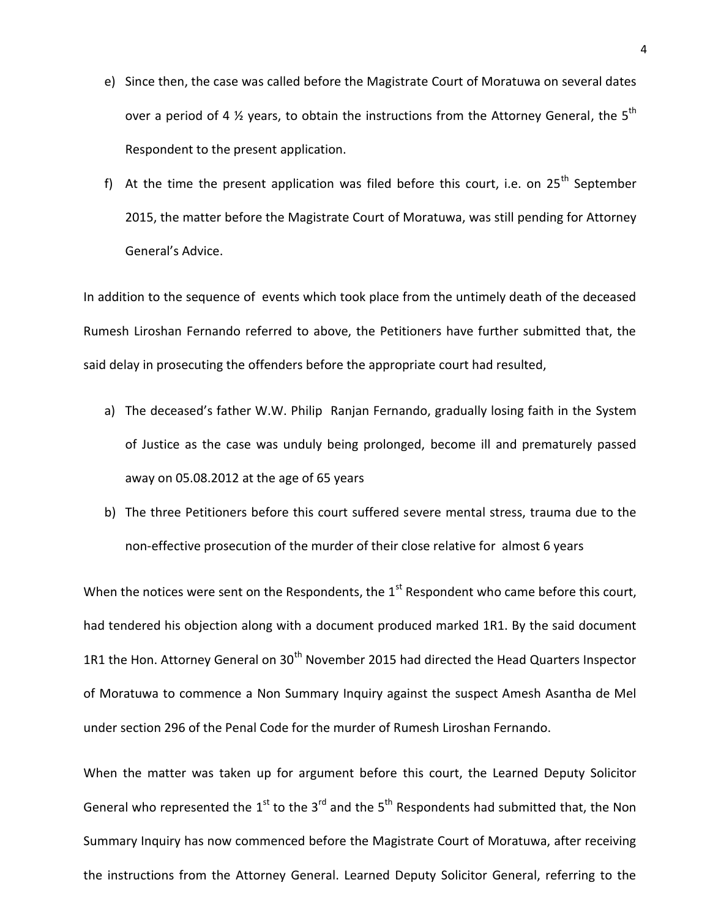e) Since then, the case was called before the Magistrate Court of Moratuwa on several dates over a period of 4 ½ years, to obtain the instructions from the Attorney General, the 5th Respondent to the present application.

f) At the time the present application was filed before this court, i.e. on 25th September 2015, the matter before the Magistrate Court of Moratuwa, was still pending for Attorney General's Advice.

In addition to the sequence of events which took place from the untimely death of the deceased Rumesh Liroshan Fernando referred to above, the Petitioners have further submitted that, the said delay in prosecuting the offenders before the appropriate court had resulted,

a) The deceased's father W.W. Philip Ranjan Fernando, gradually losing faith in the System of Justice as the case was unduly being prolonged, become ill and prematurely passed away on 05.08.2012 at the age of 65 years

b) The three Petitioners before this court suffered severe mental stress, trauma due to the non-effective prosecution of the murder of their close relative for almost 6 years

When the notices were sent on the Respondents, the 1st Respondent who came before this court, had tendered his objection along with a document produced marked 1R1. By the said document 1R1 the Hon. Attorney General on 30th November 2015 had directed the Head Quarters Inspector of Moratuwa to commence a Non Summary Inquiry against the suspect Amesh Asantha de Mel under section 296 of the Penal Code for the murder of Rumesh Liroshan Fernando.

When the matter was taken up for argument before this court, the Learned Deputy Solicitor General who represented the 1st to the 3rd and the 5th Respondents had submitted that, the Non Summary Inquiry has now commenced before the Magistrate Court of Moratuwa, after receiving the instructions from the Attorney General. Learned Deputy Solicitor General, referring to the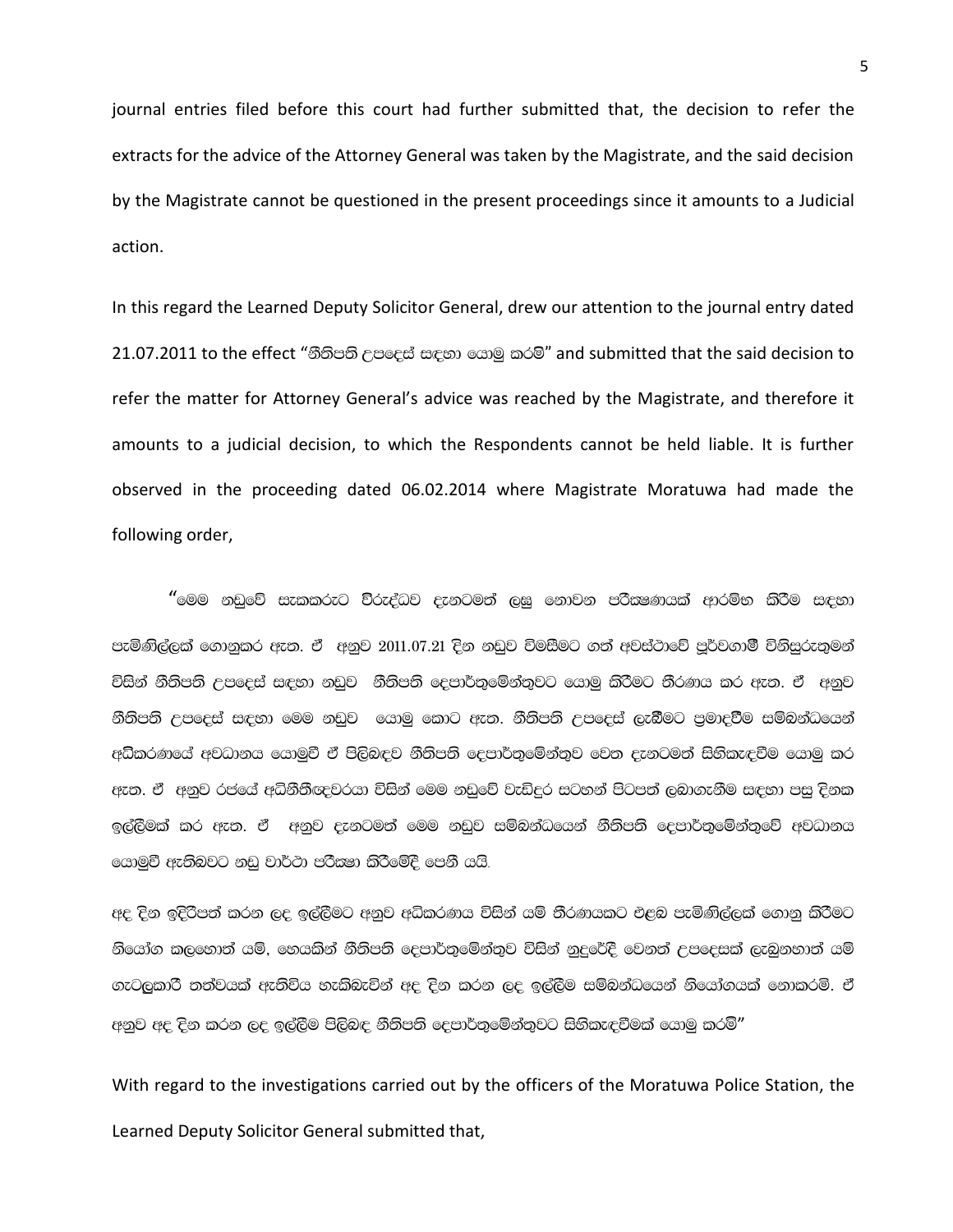journal entries filed before this court had further submitted that, the decision to refer the extracts for the advice of the Attorney General was taken by the Magistrate, and the said decision by the Magistrate cannot be questioned in the present proceedings since it amounts to a Judicial action.

In this regard the Learned Deputy Solicitor General, drew our attention to the journal entry dated 21.07.2011 to the effect "නීතිපති උපදෙස් සඳහා යොමු කරමි" and submitted that the said decision to refer the matter for Attorney General's advice was reached by the Magistrate, and therefore it amounts to a judicial decision, to which the Respondents cannot be held liable. It is further observed in the proceeding dated 06.02.2014 where Magistrate Moratuwa had made the following order,

"මෙම නඩුවේ සැකකරුට විරුද්ධව දැනටමත් ලඝු නොවන පරීක්ෂණයක් ආරම්භ කිරීම සඳහා පැමිණිල්ලක් ගොනුකර ඇත. ඒ අනුව 2011.07.21 දින නඩුව විමසීමට ගත් අවස්ථාවේ පූර්වගාමී විනිසුරුතුමන් විසින් නීතිපති උපදෙස් සඳහා නඩුව නීතිපති දෙපාර්තුමේන්තුවට යොමු කිරීමට තීරණය කර ඇත. ඒ අනුව නීතිපති උපදෙස් සඳහා මෙම නඩුව යොමු කොට ඇත. නීතිපති උපදෙස් ලැබීමට ප්‍රමාදවීම සම්බන්ධයෙන් අධිකරණයේ අවධානය යොමුවී ඒ පිළිබඳව නීතිපති දෙපාර්තුමේන්තුව වෙත දැනටමත් සිහිකැඳවීම යොමු කර ඇත. ඒ අනුව රජයේ අධිනීතිඥවරයා විසින් මෙම නඩුවේ වැඩිදුර සටහන් පිටපත් ලබාගැනීම සඳහා පසු දිනක ඉල්ලීමක් කර ඇත. ඒ අනුව දැනටමත් මෙම නඩුව සම්බන්ධයෙන් නීතිපති දෙපාර්තුමේන්තුවේ අවධානය යොමුවී ඇතිබවට නඩු වාර්ථා පරීක්ෂා කිරීමේදී පෙනී යයි.

අද දින ඉදිරිපත් කරන ලද ඉල්ලීමට අනුව අධිකරණය විසින් යම් තීරණයකට එළඹ පැමිණිල්ලක් ගොනු කිරීමට නියෝග කලහොත් යම්, හෙයකින් නීතිපති දෙපාර්තුමේන්තුව විසින් නුදුරේදී වෙනත් උපදෙසක් ලැබුනහොත් යම් ගැටලුකාරී තත්වයක් ඇතිවිය හැකිබැවින් අද දින කරන ලද ඉල්ලීම සම්බන්ධයෙන් නියෝගයක් නොකරමි. ඒ අනුව අද දින කරන ලද ඉල්ලීම පිලිබඳ නීතිපති දෙපාර්තුමේන්තුවට සිහිකැඳවීමක් යොමු කරමි"

With regard to the investigations carried out by the officers of the Moratuwa Police Station, the Learned Deputy Solicitor General submitted that,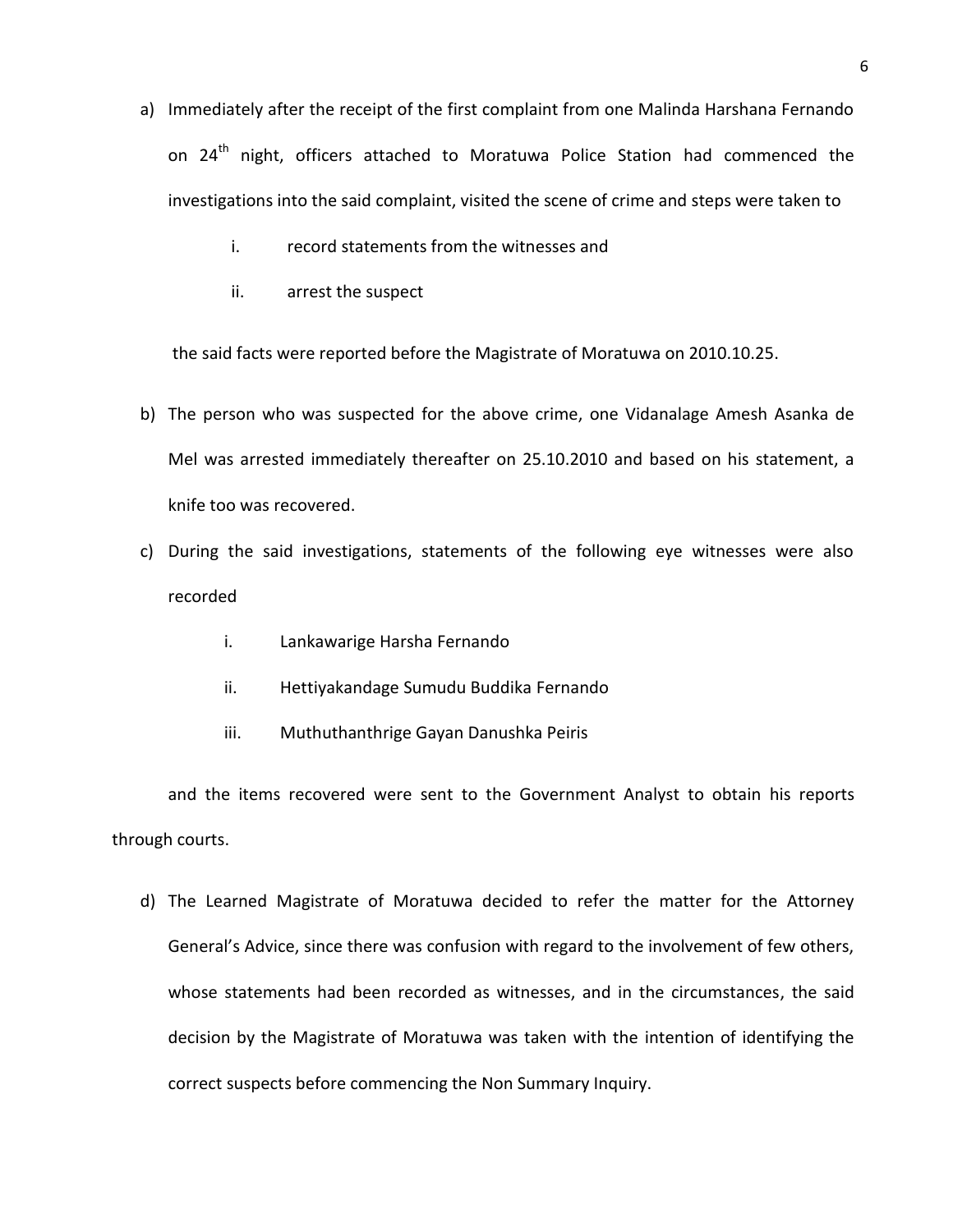a) Immediately after the receipt of the first complaint from one Malinda Harshana Fernando on 24th night, officers attached to Moratuwa Police Station had commenced the investigations into the said complaint, visited the scene of crime and steps were taken to

   i. record statements from the witnesses and

   ii. arrest the suspect

   the said facts were reported before the Magistrate of Moratuwa on 2010.10.25.

b) The person who was suspected for the above crime, one Vidanalage Amesh Asanka de Mel was arrested immediately thereafter on 25.10.2010 and based on his statement, a knife too was recovered.

c) During the said investigations, statements of the following eye witnesses were also recorded

   i. Lankawarige Harsha Fernando

   ii. Hettiyakandage Sumudu Buddika Fernando

   iii. Muthuthanthrige Gayan Danushka Peiris

   and the items recovered were sent to the Government Analyst to obtain his reports through courts.

d) The Learned Magistrate of Moratuwa decided to refer the matter for the Attorney General's Advice, since there was confusion with regard to the involvement of few others, whose statements had been recorded as witnesses, and in the circumstances, the said decision by the Magistrate of Moratuwa was taken with the intention of identifying the correct suspects before commencing the Non Summary Inquiry.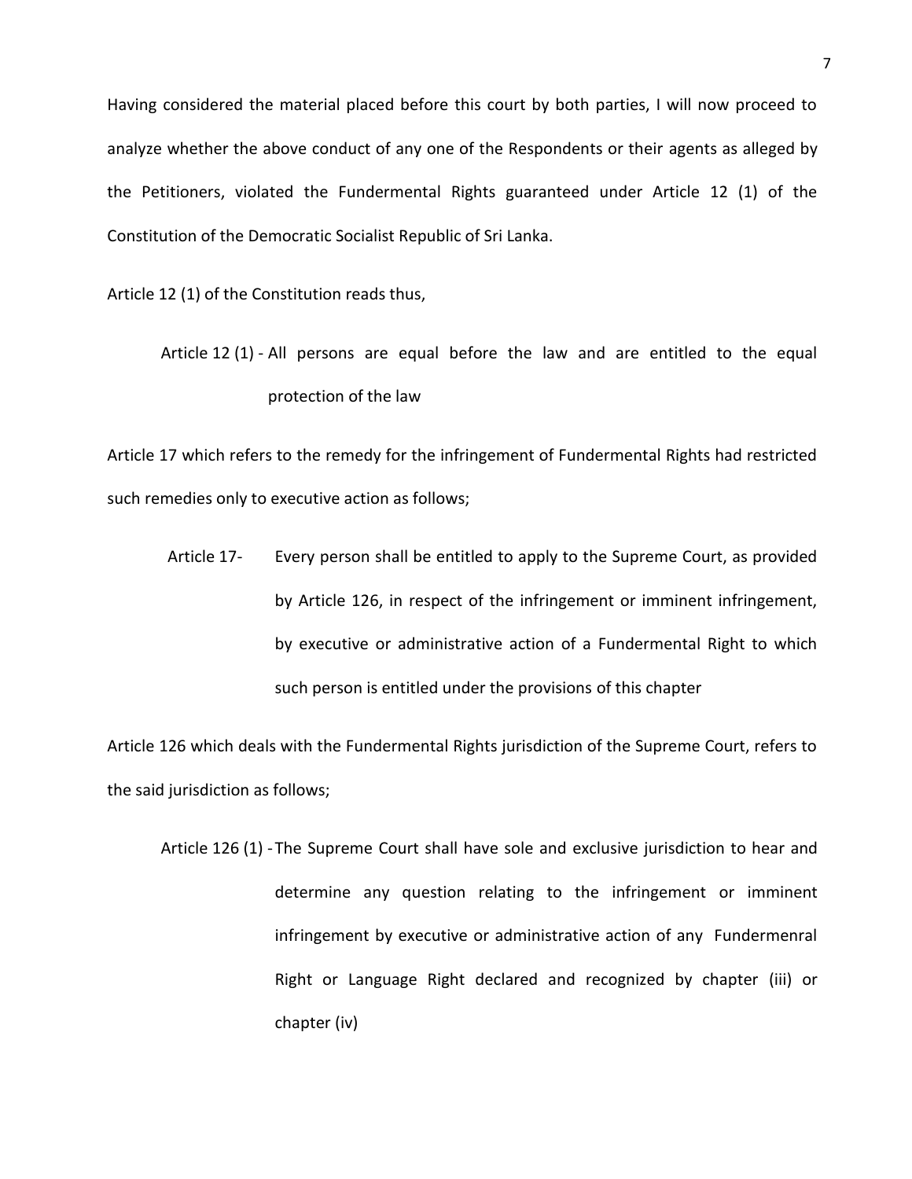Having considered the material placed before this court by both parties, I will now proceed to analyze whether the above conduct of any one of the Respondents or their agents as alleged by the Petitioners, violated the Fundermental Rights guaranteed under Article 12 (1) of the Constitution of the Democratic Socialist Republic of Sri Lanka.

Article 12 (1) of the Constitution reads thus,

> Article 12 (1) - All persons are equal before the law and are entitled to the equal protection of the law

Article 17 which refers to the remedy for the infringement of Fundermental Rights had restricted such remedies only to executive action as follows;

> Article 17- Every person shall be entitled to apply to the Supreme Court, as provided by Article 126, in respect of the infringement or imminent infringement, by executive or administrative action of a Fundermental Right to which such person is entitled under the provisions of this chapter

Article 126 which deals with the Fundermental Rights jurisdiction of the Supreme Court, refers to the said jurisdiction as follows;

> Article 126 (1) - The Supreme Court shall have sole and exclusive jurisdiction to hear and determine any question relating to the infringement or imminent infringement by executive or administrative action of any Fundermenral Right or Language Right declared and recognized by chapter (iii) or chapter (iv)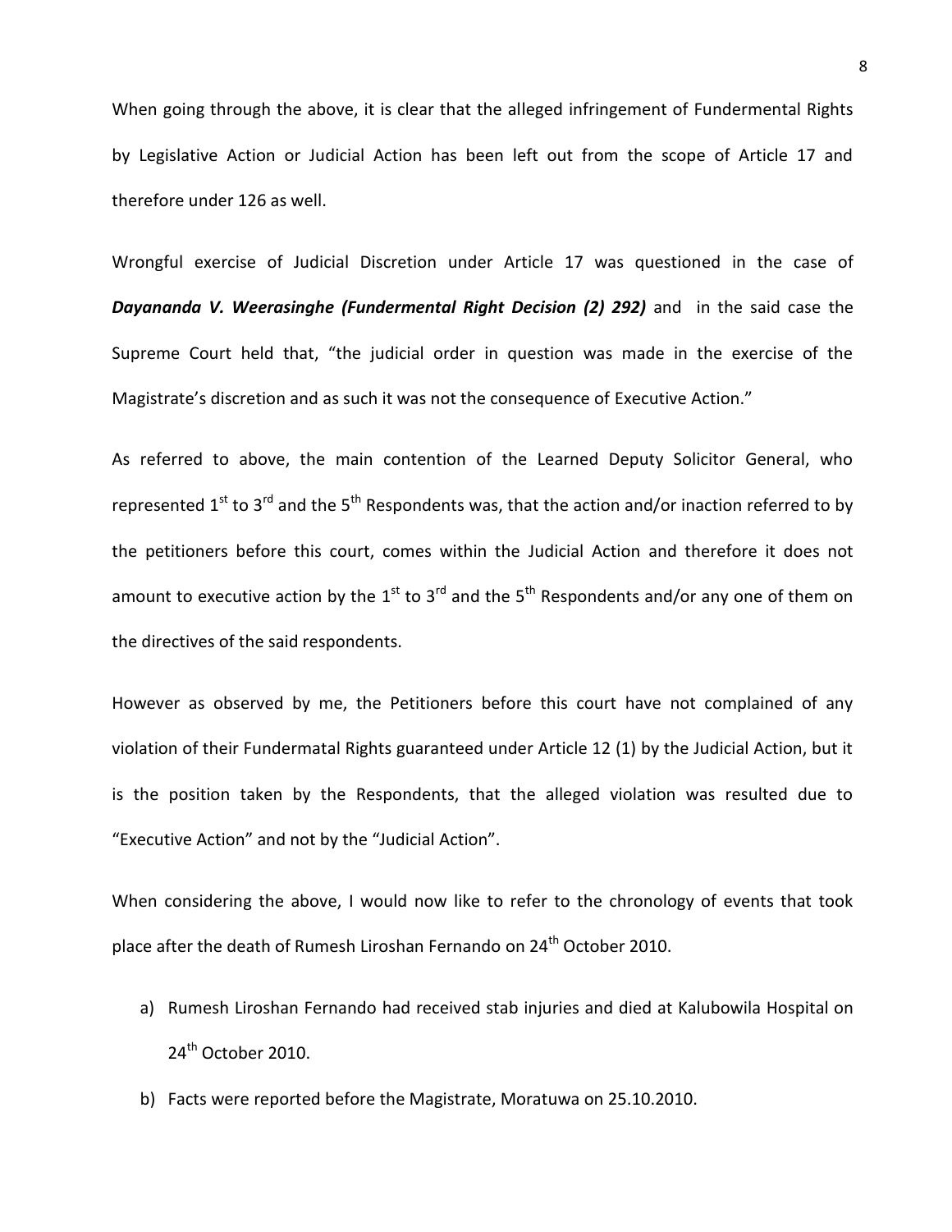When going through the above, it is clear that the alleged infringement of Fundermental Rights by Legislative Action or Judicial Action has been left out from the scope of Article 17 and therefore under 126 as well.

Wrongful exercise of Judicial Discretion under Article 17 was questioned in the case of ***Dayananda V. Weerasinghe (Fundermental Right Decision (2) 292)*** and in the said case the Supreme Court held that, "the judicial order in question was made in the exercise of the Magistrate's discretion and as such it was not the consequence of Executive Action."

As referred to above, the main contention of the Learned Deputy Solicitor General, who represented 1st to 3rd and the 5th Respondents was, that the action and/or inaction referred to by the petitioners before this court, comes within the Judicial Action and therefore it does not amount to executive action by the 1st to 3rd and the 5th Respondents and/or any one of them on the directives of the said respondents.

However as observed by me, the Petitioners before this court have not complained of any violation of their Fundermatal Rights guaranteed under Article 12 (1) by the Judicial Action, but it is the position taken by the Respondents, that the alleged violation was resulted due to "Executive Action" and not by the "Judicial Action".

When considering the above, I would now like to refer to the chronology of events that took place after the death of Rumesh Liroshan Fernando on 24th October 2010.

a) Rumesh Liroshan Fernando had received stab injuries and died at Kalubowila Hospital on 24th October 2010.

b) Facts were reported before the Magistrate, Moratuwa on 25.10.2010.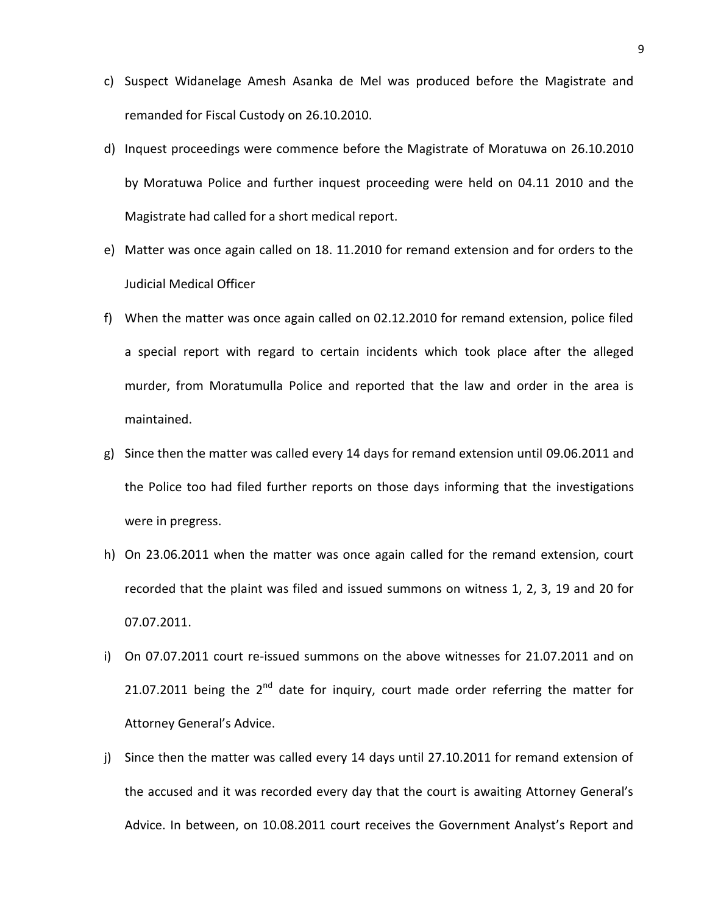c) Suspect Widanelage Amesh Asanka de Mel was produced before the Magistrate and remanded for Fiscal Custody on 26.10.2010.

d) Inquest proceedings were commence before the Magistrate of Moratuwa on 26.10.2010 by Moratuwa Police and further inquest proceeding were held on 04.11 2010 and the Magistrate had called for a short medical report.

e) Matter was once again called on 18. 11.2010 for remand extension and for orders to the Judicial Medical Officer

f) When the matter was once again called on 02.12.2010 for remand extension, police filed a special report with regard to certain incidents which took place after the alleged murder, from Moratumulla Police and reported that the law and order in the area is maintained.

g) Since then the matter was called every 14 days for remand extension until 09.06.2011 and the Police too had filed further reports on those days informing that the investigations were in pregress.

h) On 23.06.2011 when the matter was once again called for the remand extension, court recorded that the plaint was filed and issued summons on witness 1, 2, 3, 19 and 20 for 07.07.2011.

i) On 07.07.2011 court re-issued summons on the above witnesses for 21.07.2011 and on 21.07.2011 being the 2nd date for inquiry, court made order referring the matter for Attorney General's Advice.

j) Since then the matter was called every 14 days until 27.10.2011 for remand extension of the accused and it was recorded every day that the court is awaiting Attorney General's Advice. In between, on 10.08.2011 court receives the Government Analyst's Report and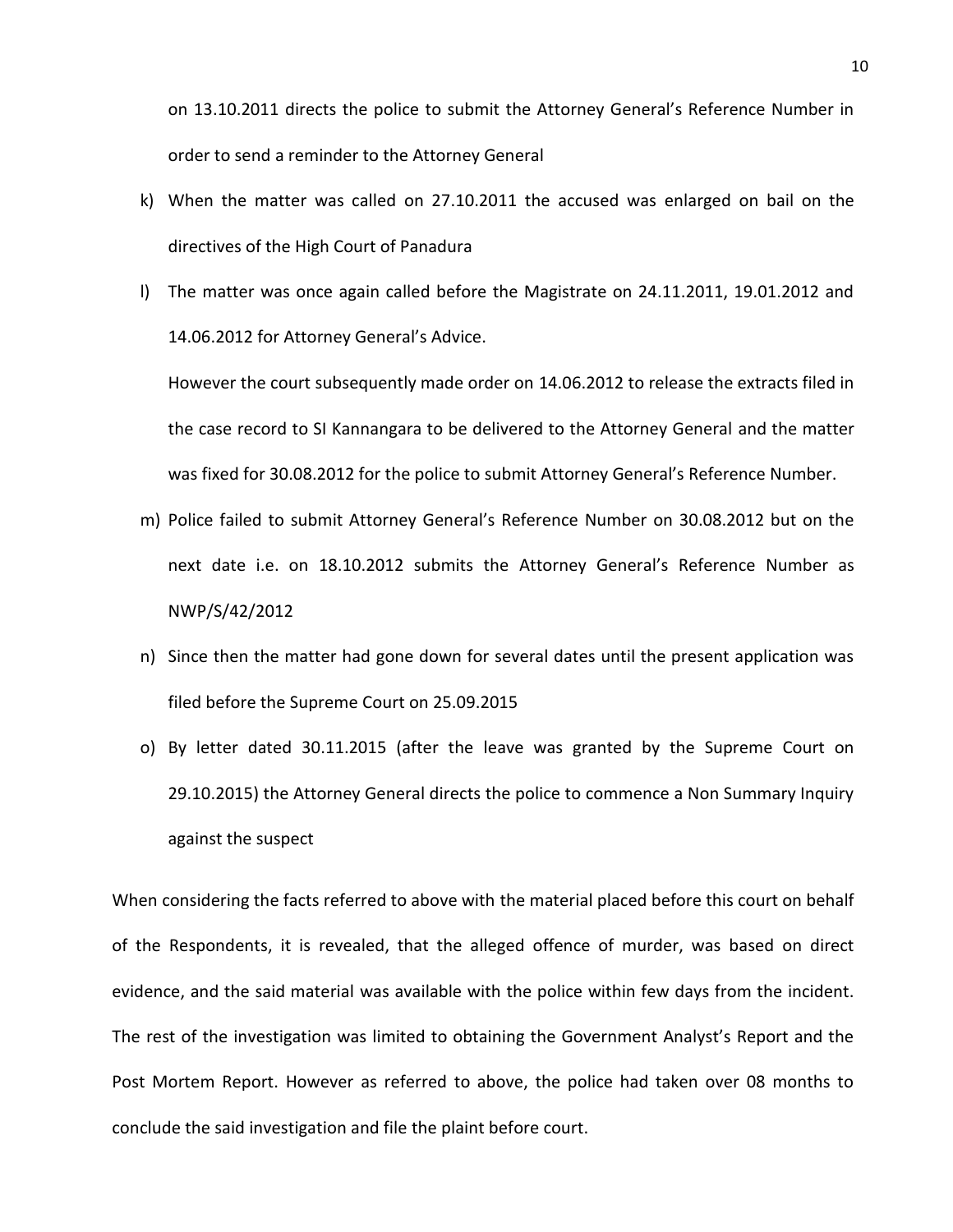on 13.10.2011 directs the police to submit the Attorney General's Reference Number in order to send a reminder to the Attorney General

k) When the matter was called on 27.10.2011 the accused was enlarged on bail on the directives of the High Court of Panadura

l) The matter was once again called before the Magistrate on 24.11.2011, 19.01.2012 and 14.06.2012 for Attorney General's Advice.

   However the court subsequently made order on 14.06.2012 to release the extracts filed in the case record to SI Kannangara to be delivered to the Attorney General and the matter was fixed for 30.08.2012 for the police to submit Attorney General's Reference Number.

m) Police failed to submit Attorney General's Reference Number on 30.08.2012 but on the next date i.e. on 18.10.2012 submits the Attorney General's Reference Number as NWP/S/42/2012

n) Since then the matter had gone down for several dates until the present application was filed before the Supreme Court on 25.09.2015

o) By letter dated 30.11.2015 (after the leave was granted by the Supreme Court on 29.10.2015) the Attorney General directs the police to commence a Non Summary Inquiry against the suspect

When considering the facts referred to above with the material placed before this court on behalf of the Respondents, it is revealed, that the alleged offence of murder, was based on direct evidence, and the said material was available with the police within few days from the incident. The rest of the investigation was limited to obtaining the Government Analyst's Report and the Post Mortem Report. However as referred to above, the police had taken over 08 months to conclude the said investigation and file the plaint before court.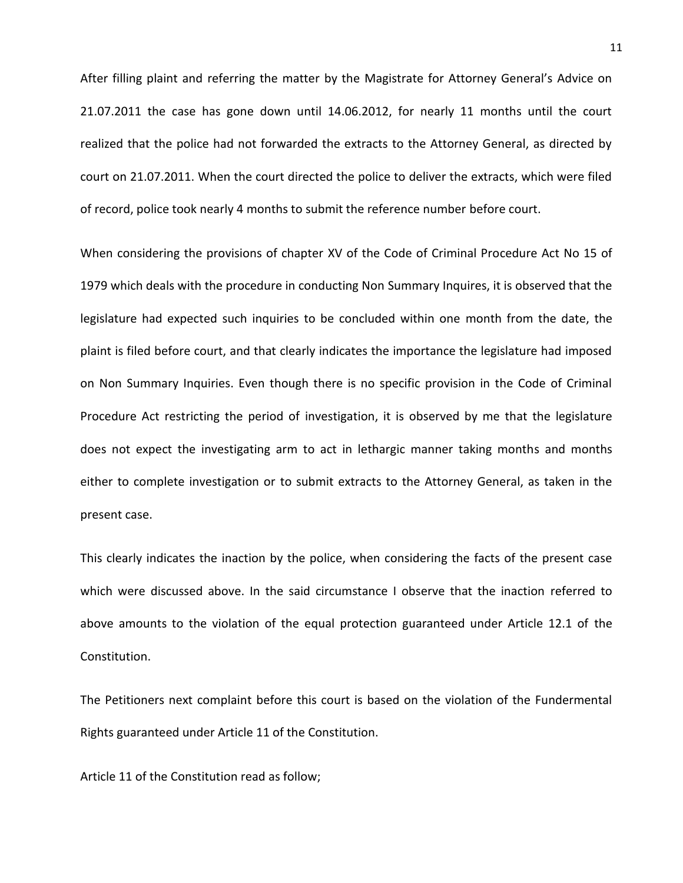After filling plaint and referring the matter by the Magistrate for Attorney General's Advice on 21.07.2011 the case has gone down until 14.06.2012, for nearly 11 months until the court realized that the police had not forwarded the extracts to the Attorney General, as directed by court on 21.07.2011. When the court directed the police to deliver the extracts, which were filed of record, police took nearly 4 months to submit the reference number before court.

When considering the provisions of chapter XV of the Code of Criminal Procedure Act No 15 of 1979 which deals with the procedure in conducting Non Summary Inquires, it is observed that the legislature had expected such inquiries to be concluded within one month from the date, the plaint is filed before court, and that clearly indicates the importance the legislature had imposed on Non Summary Inquiries. Even though there is no specific provision in the Code of Criminal Procedure Act restricting the period of investigation, it is observed by me that the legislature does not expect the investigating arm to act in lethargic manner taking months and months either to complete investigation or to submit extracts to the Attorney General, as taken in the present case.

This clearly indicates the inaction by the police, when considering the facts of the present case which were discussed above. In the said circumstance I observe that the inaction referred to above amounts to the violation of the equal protection guaranteed under Article 12.1 of the Constitution.

The Petitioners next complaint before this court is based on the violation of the Fundermental Rights guaranteed under Article 11 of the Constitution.

Article 11 of the Constitution read as follow;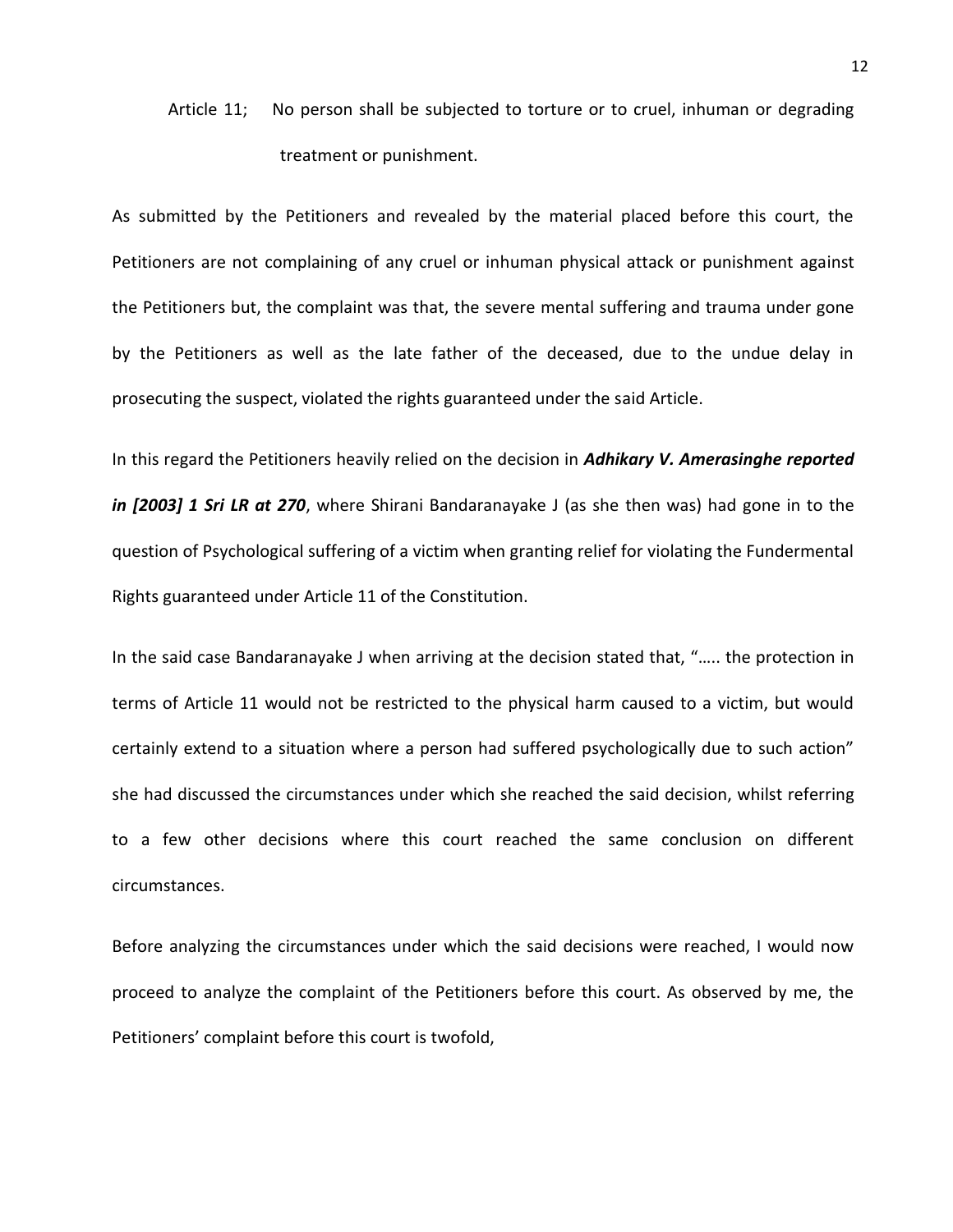Article 11; No person shall be subjected to torture or to cruel, inhuman or degrading treatment or punishment.

As submitted by the Petitioners and revealed by the material placed before this court, the Petitioners are not complaining of any cruel or inhuman physical attack or punishment against the Petitioners but, the complaint was that, the severe mental suffering and trauma under gone by the Petitioners as well as the late father of the deceased, due to the undue delay in prosecuting the suspect, violated the rights guaranteed under the said Article.

In this regard the Petitioners heavily relied on the decision in ***Adhikary V. Amerasinghe reported in [2003] 1 Sri LR at 270***, where Shirani Bandaranayake J (as she then was) had gone in to the question of Psychological suffering of a victim when granting relief for violating the Fundermental Rights guaranteed under Article 11 of the Constitution.

In the said case Bandaranayake J when arriving at the decision stated that, "….. the protection in terms of Article 11 would not be restricted to the physical harm caused to a victim, but would certainly extend to a situation where a person had suffered psychologically due to such action" she had discussed the circumstances under which she reached the said decision, whilst referring to a few other decisions where this court reached the same conclusion on different circumstances.

Before analyzing the circumstances under which the said decisions were reached, I would now proceed to analyze the complaint of the Petitioners before this court. As observed by me, the Petitioners' complaint before this court is twofold,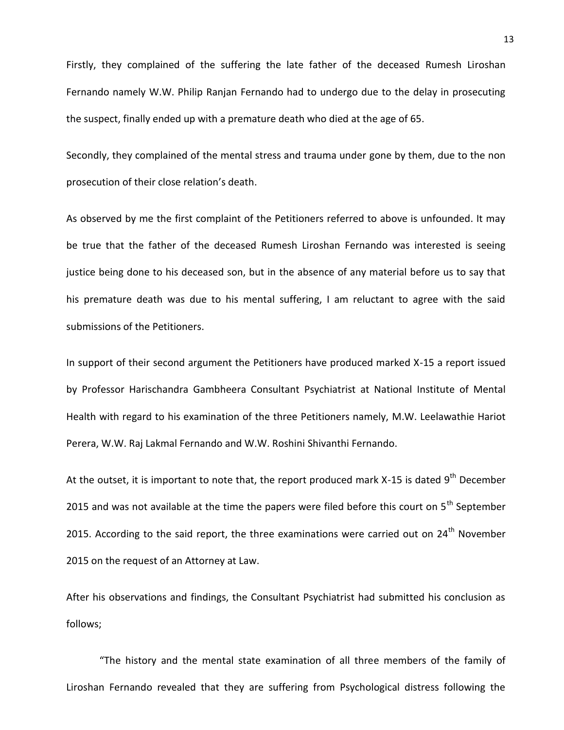Firstly, they complained of the suffering the late father of the deceased Rumesh Liroshan Fernando namely W.W. Philip Ranjan Fernando had to undergo due to the delay in prosecuting the suspect, finally ended up with a premature death who died at the age of 65.

Secondly, they complained of the mental stress and trauma under gone by them, due to the non prosecution of their close relation's death.

As observed by me the first complaint of the Petitioners referred to above is unfounded. It may be true that the father of the deceased Rumesh Liroshan Fernando was interested is seeing justice being done to his deceased son, but in the absence of any material before us to say that his premature death was due to his mental suffering, I am reluctant to agree with the said submissions of the Petitioners.

In support of their second argument the Petitioners have produced marked X-15 a report issued by Professor Harischandra Gambheera Consultant Psychiatrist at National Institute of Mental Health with regard to his examination of the three Petitioners namely, M.W. Leelawathie Hariot Perera, W.W. Raj Lakmal Fernando and W.W. Roshini Shivanthi Fernando.

At the outset, it is important to note that, the report produced mark X-15 is dated 9th December 2015 and was not available at the time the papers were filed before this court on 5th September 2015. According to the said report, the three examinations were carried out on 24th November 2015 on the request of an Attorney at Law.

After his observations and findings, the Consultant Psychiatrist had submitted his conclusion as follows;

"The history and the mental state examination of all three members of the family of Liroshan Fernando revealed that they are suffering from Psychological distress following the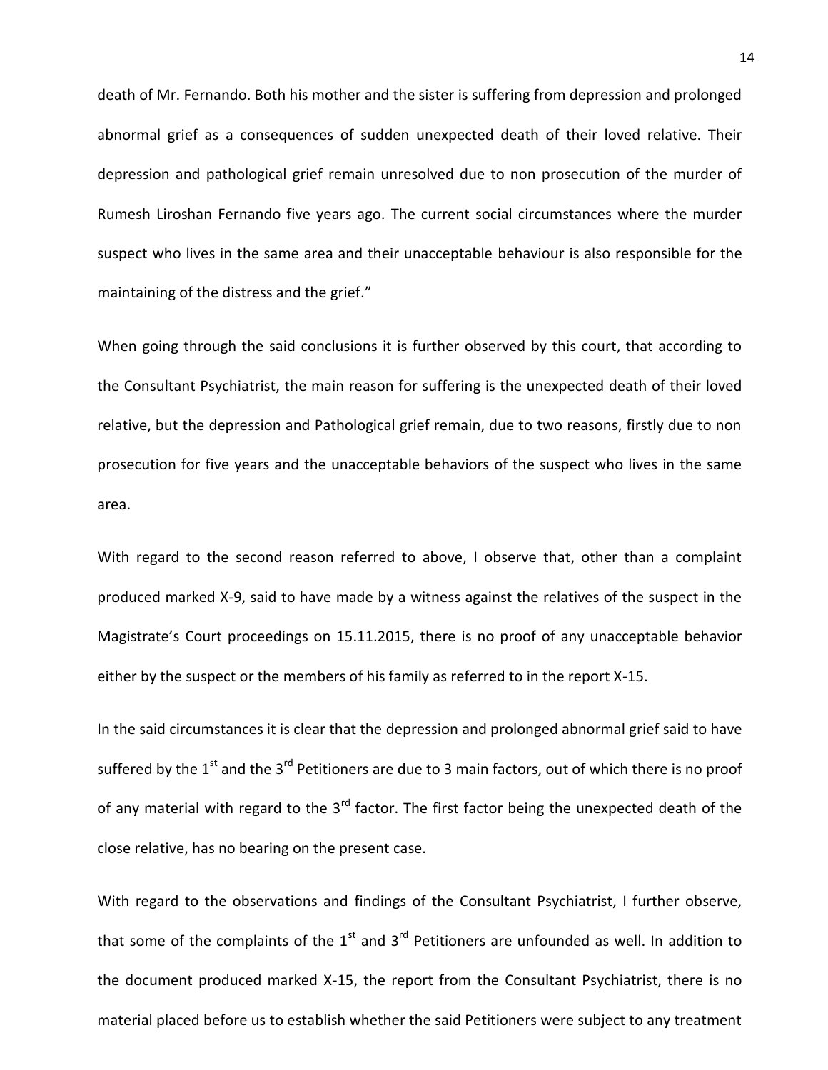death of Mr. Fernando. Both his mother and the sister is suffering from depression and prolonged abnormal grief as a consequences of sudden unexpected death of their loved relative. Their depression and pathological grief remain unresolved due to non prosecution of the murder of Rumesh Liroshan Fernando five years ago. The current social circumstances where the murder suspect who lives in the same area and their unacceptable behaviour is also responsible for the maintaining of the distress and the grief."

When going through the said conclusions it is further observed by this court, that according to the Consultant Psychiatrist, the main reason for suffering is the unexpected death of their loved relative, but the depression and Pathological grief remain, due to two reasons, firstly due to non prosecution for five years and the unacceptable behaviors of the suspect who lives in the same area.

With regard to the second reason referred to above, I observe that, other than a complaint produced marked X-9, said to have made by a witness against the relatives of the suspect in the Magistrate's Court proceedings on 15.11.2015, there is no proof of any unacceptable behavior either by the suspect or the members of his family as referred to in the report X-15.

In the said circumstances it is clear that the depression and prolonged abnormal grief said to have suffered by the 1st and the 3rd Petitioners are due to 3 main factors, out of which there is no proof of any material with regard to the 3rd factor. The first factor being the unexpected death of the close relative, has no bearing on the present case.

With regard to the observations and findings of the Consultant Psychiatrist, I further observe, that some of the complaints of the 1st and 3rd Petitioners are unfounded as well. In addition to the document produced marked X-15, the report from the Consultant Psychiatrist, there is no material placed before us to establish whether the said Petitioners were subject to any treatment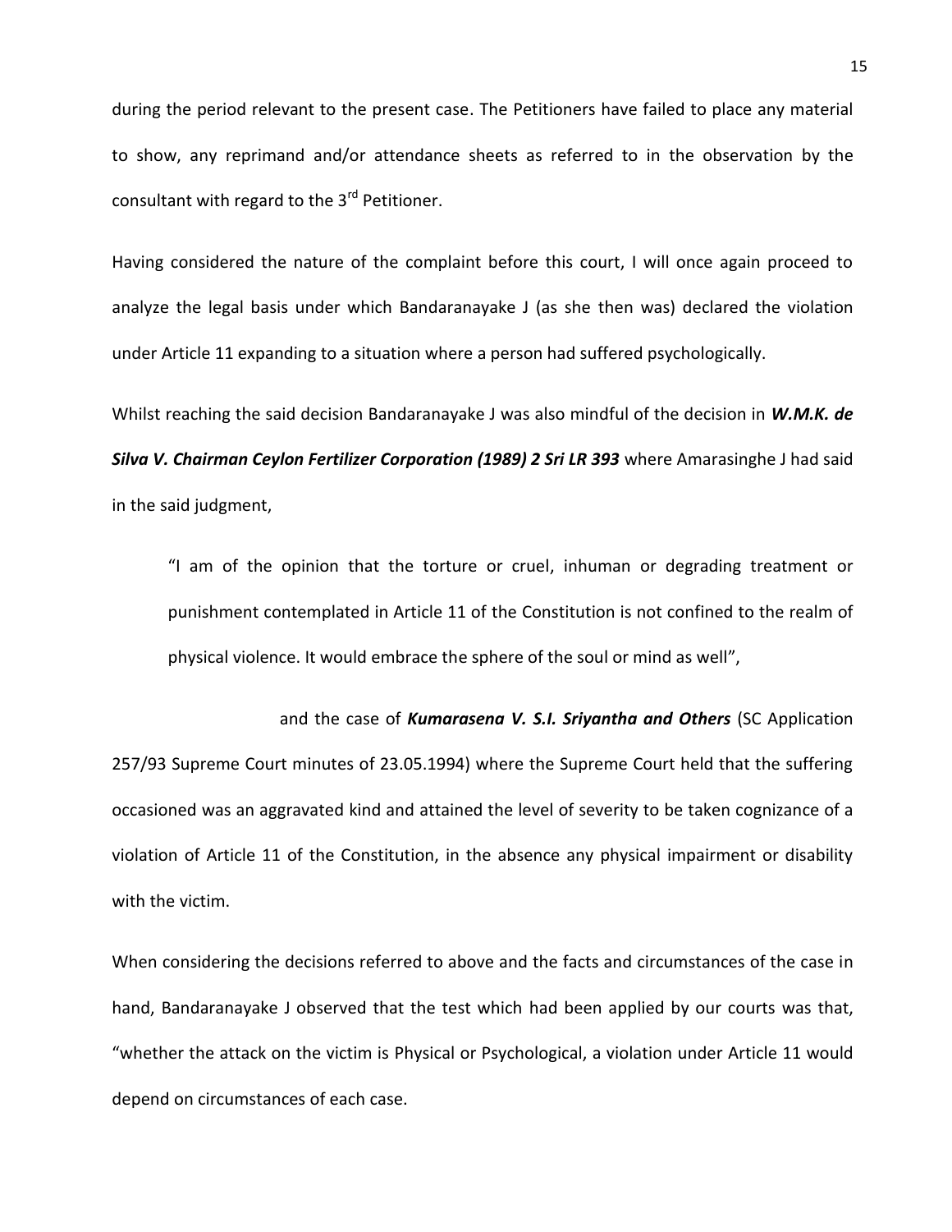during the period relevant to the present case. The Petitioners have failed to place any material to show, any reprimand and/or attendance sheets as referred to in the observation by the consultant with regard to the 3rd Petitioner.

Having considered the nature of the complaint before this court, I will once again proceed to analyze the legal basis under which Bandaranayake J (as she then was) declared the violation under Article 11 expanding to a situation where a person had suffered psychologically.

Whilst reaching the said decision Bandaranayake J was also mindful of the decision in ***W.M.K. de Silva V. Chairman Ceylon Fertilizer Corporation (1989) 2 Sri LR 393*** where Amarasinghe J had said in the said judgment,

> "I am of the opinion that the torture or cruel, inhuman or degrading treatment or punishment contemplated in Article 11 of the Constitution is not confined to the realm of physical violence. It would embrace the sphere of the soul or mind as well",

and the case of ***Kumarasena V. S.I. Sriyantha and Others*** (SC Application 257/93 Supreme Court minutes of 23.05.1994) where the Supreme Court held that the suffering occasioned was an aggravated kind and attained the level of severity to be taken cognizance of a violation of Article 11 of the Constitution, in the absence any physical impairment or disability with the victim.

When considering the decisions referred to above and the facts and circumstances of the case in hand, Bandaranayake J observed that the test which had been applied by our courts was that, "whether the attack on the victim is Physical or Psychological, a violation under Article 11 would depend on circumstances of each case.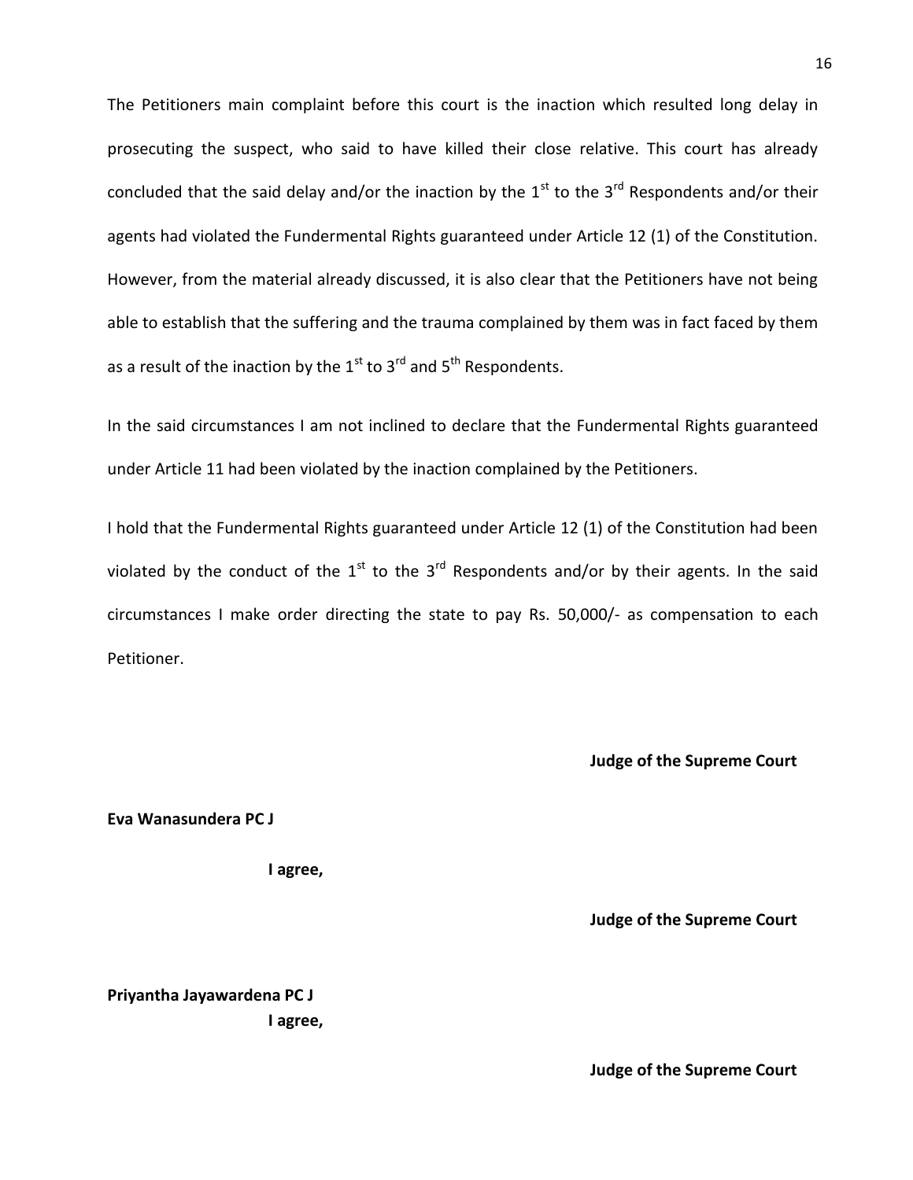The Petitioners main complaint before this court is the inaction which resulted long delay in prosecuting the suspect, who said to have killed their close relative. This court has already concluded that the said delay and/or the inaction by the 1st to the 3rd Respondents and/or their agents had violated the Fundermental Rights guaranteed under Article 12 (1) of the Constitution. However, from the material already discussed, it is also clear that the Petitioners have not being able to establish that the suffering and the trauma complained by them was in fact faced by them as a result of the inaction by the 1st to 3rd and 5th Respondents.

In the said circumstances I am not inclined to declare that the Fundermental Rights guaranteed under Article 11 had been violated by the inaction complained by the Petitioners.

I hold that the Fundermental Rights guaranteed under Article 12 (1) of the Constitution had been violated by the conduct of the 1st to the 3rd Respondents and/or by their agents. In the said circumstances I make order directing the state to pay Rs. 50,000/- as compensation to each Petitioner.

**Judge of the Supreme Court**

**Eva Wanasundera PC J**

**I agree,**

**Judge of the Supreme Court**

**Priyantha Jayawardena PC J**

**I agree,**

**Judge of the Supreme Court**